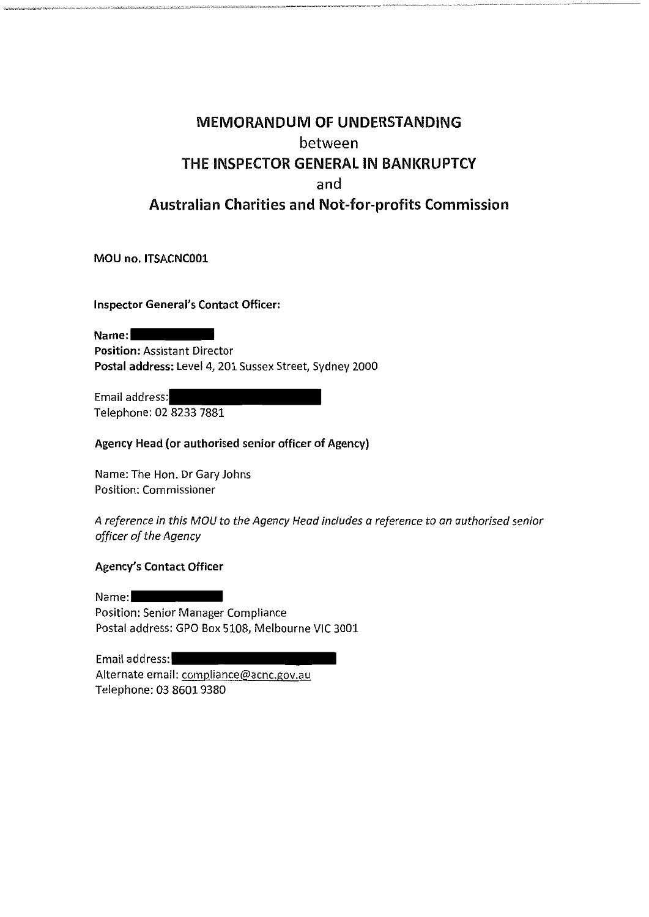# MEMORANDUM OF UNDERSTANDING

between

# THE INSPECTOR GENERAL IN BANKRUPTCY

and

# Australian Charities and Not-for-profits Commission

**MOU no. ITSACNC001**

**Inspector General's Contact Officer:**

**Name:** 
**Position:** Assistant Director
**Postal address:** Level 4, 201 Sussex Street, Sydney 2000

Email address: 
Telephone: 02 8233 7881

**Agency Head (or authorised senior officer of Agency)**

Name: The Hon. Dr Gary Johns
Position: Commissioner

*A reference in this MOU to the Agency Head includes a reference to an authorised senior officer of the Agency*

**Agency's Contact Officer**

Name: 
Position: Senior Manager Compliance
Postal address: GPO Box 5108, Melbourne VIC 3001

Email address: 
Alternate email: compliance@acnc.gov.au
Telephone: 03 8601 9380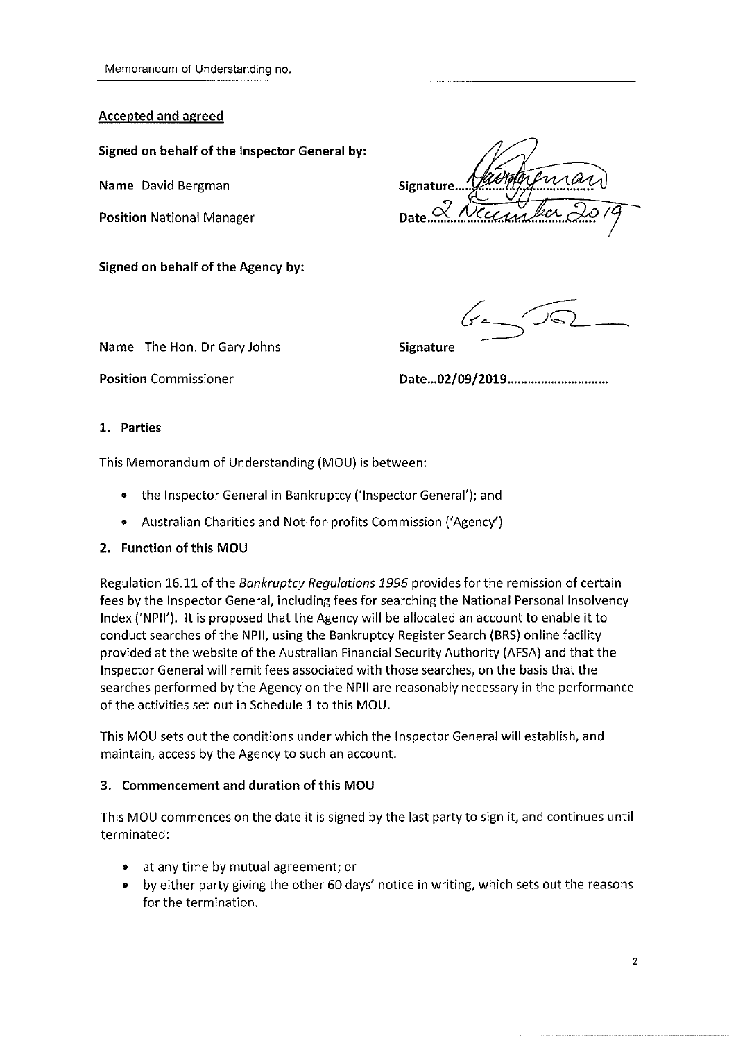**Accepted and agreed**

**Signed on behalf of the Inspector General by:**

**Name** David Bergman

**Position** National Manager

**Signature**

**Date** 2 December 2019

**Signed on behalf of the Agency by:**

**Name** The Hon. Dr Gary Johns

**Position** Commissioner

**Signature**

**Date...02/09/2019..............................**

**1. Parties**

This Memorandum of Understanding (MOU) is between:

- the Inspector General in Bankruptcy ('Inspector General'); and
- Australian Charities and Not-for-profits Commission ('Agency')

**2. Function of this MOU**

Regulation 16.11 of the *Bankruptcy Regulations 1996* provides for the remission of certain fees by the Inspector General, including fees for searching the National Personal Insolvency Index ('NPII'). It is proposed that the Agency will be allocated an account to enable it to conduct searches of the NPII, using the Bankruptcy Register Search (BRS) online facility provided at the website of the Australian Financial Security Authority (AFSA) and that the Inspector General will remit fees associated with those searches, on the basis that the searches performed by the Agency on the NPII are reasonably necessary in the performance of the activities set out in Schedule 1 to this MOU.

This MOU sets out the conditions under which the Inspector General will establish, and maintain, access by the Agency to such an account.

**3. Commencement and duration of this MOU**

This MOU commences on the date it is signed by the last party to sign it, and continues until terminated:

- at any time by mutual agreement; or
- by either party giving the other 60 days' notice in writing, which sets out the reasons for the termination.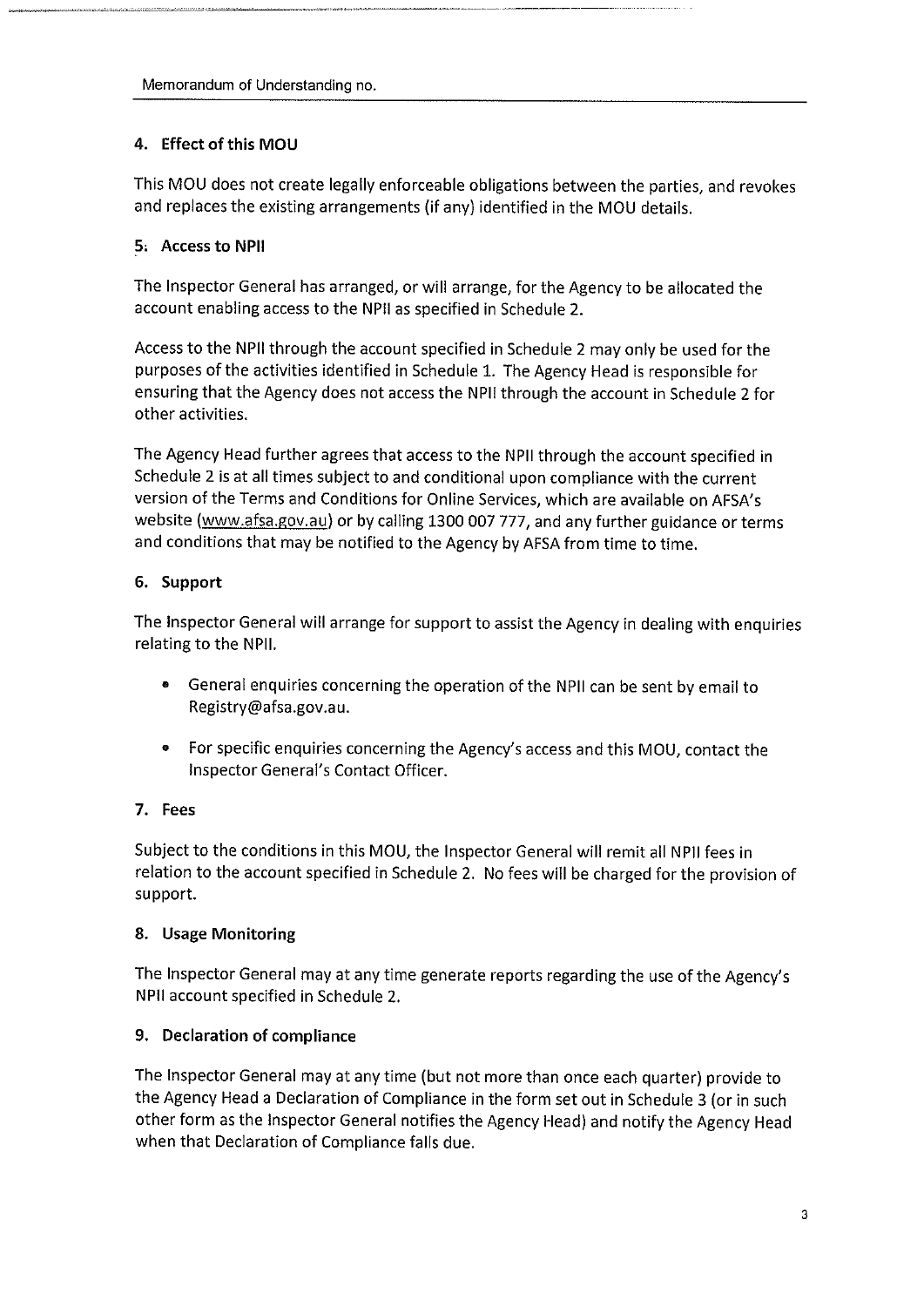## 4. Effect of this MOU

This MOU does not create legally enforceable obligations between the parties, and revokes and replaces the existing arrangements (if any) identified in the MOU details.

## 5. Access to NPII

The Inspector General has arranged, or will arrange, for the Agency to be allocated the account enabling access to the NPII as specified in Schedule 2.

Access to the NPII through the account specified in Schedule 2 may only be used for the purposes of the activities identified in Schedule 1. The Agency Head is responsible for ensuring that the Agency does not access the NPII through the account in Schedule 2 for other activities.

The Agency Head further agrees that access to the NPII through the account specified in Schedule 2 is at all times subject to and conditional upon compliance with the current version of the Terms and Conditions for Online Services, which are available on AFSA's website (www.afsa.gov.au) or by calling 1300 007 777, and any further guidance or terms and conditions that may be notified to the Agency by AFSA from time to time.

## 6. Support

The Inspector General will arrange for support to assist the Agency in dealing with enquiries relating to the NPII.

- General enquiries concerning the operation of the NPII can be sent by email to Registry@afsa.gov.au.
- For specific enquiries concerning the Agency's access and this MOU, contact the Inspector General's Contact Officer.

## 7. Fees

Subject to the conditions in this MOU, the Inspector General will remit all NPII fees in relation to the account specified in Schedule 2. No fees will be charged for the provision of support.

## 8. Usage Monitoring

The Inspector General may at any time generate reports regarding the use of the Agency's NPII account specified in Schedule 2.

## 9. Declaration of compliance

The Inspector General may at any time (but not more than once each quarter) provide to the Agency Head a Declaration of Compliance in the form set out in Schedule 3 (or in such other form as the Inspector General notifies the Agency Head) and notify the Agency Head when that Declaration of Compliance falls due.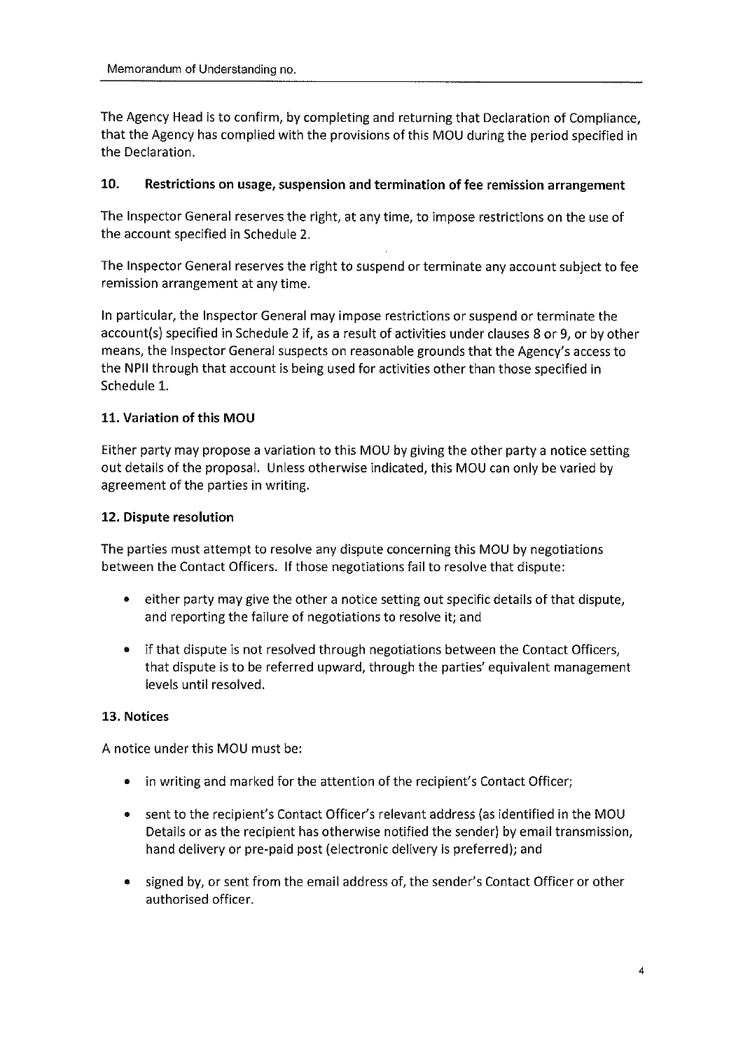The Agency Head is to confirm, by completing and returning that Declaration of Compliance, that the Agency has complied with the provisions of this MOU during the period specified in the Declaration.

## 10. Restrictions on usage, suspension and termination of fee remission arrangement

The Inspector General reserves the right, at any time, to impose restrictions on the use of the account specified in Schedule 2.

The Inspector General reserves the right to suspend or terminate any account subject to fee remission arrangement at any time.

In particular, the Inspector General may impose restrictions or suspend or terminate the account(s) specified in Schedule 2 if, as a result of activities under clauses 8 or 9, or by other means, the Inspector General suspects on reasonable grounds that the Agency's access to the NPII through that account is being used for activities other than those specified in Schedule 1.

## 11. Variation of this MOU

Either party may propose a variation to this MOU by giving the other party a notice setting out details of the proposal. Unless otherwise indicated, this MOU can only be varied by agreement of the parties in writing.

## 12. Dispute resolution

The parties must attempt to resolve any dispute concerning this MOU by negotiations between the Contact Officers. If those negotiations fail to resolve that dispute:

- either party may give the other a notice setting out specific details of that dispute, and reporting the failure of negotiations to resolve it; and
- if that dispute is not resolved through negotiations between the Contact Officers, that dispute is to be referred upward, through the parties' equivalent management levels until resolved.

## 13. Notices

A notice under this MOU must be:

- in writing and marked for the attention of the recipient's Contact Officer;
- sent to the recipient's Contact Officer's relevant address (as identified in the MOU Details or as the recipient has otherwise notified the sender) by email transmission, hand delivery or pre-paid post (electronic delivery is preferred); and
- signed by, or sent from the email address of, the sender's Contact Officer or other authorised officer.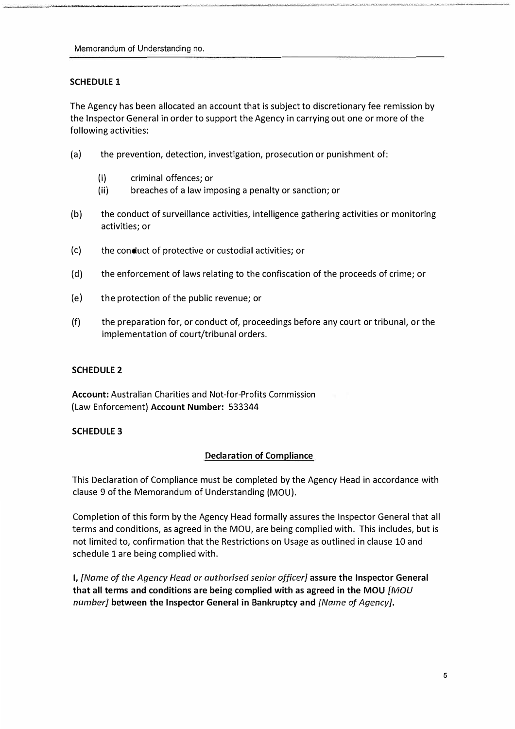## SCHEDULE 1

The Agency has been allocated an account that is subject to discretionary fee remission by the Inspector General in order to support the Agency in carrying out one or more of the following activities:

(a) the prevention, detection, investigation, prosecution or punishment of:

  (i) criminal offences; or
  (ii) breaches of a law imposing a penalty or sanction; or

(b) the conduct of surveillance activities, intelligence gathering activities or monitoring activities; or

(c) the conduct of protective or custodial activities; or

(d) the enforcement of laws relating to the confiscation of the proceeds of crime; or

(e) the protection of the public revenue; or

(f) the preparation for, or conduct of, proceedings before any court or tribunal, or the implementation of court/tribunal orders.

## SCHEDULE 2

**Account:** Australian Charities and Not-for-Profits Commission (Law Enforcement) **Account Number:** 533344

## SCHEDULE 3

### Declaration of Compliance

This Declaration of Compliance must be completed by the Agency Head in accordance with clause 9 of the Memorandum of Understanding (MOU).

Completion of this form by the Agency Head formally assures the Inspector General that all terms and conditions, as agreed in the MOU, are being complied with. This includes, but is not limited to, confirmation that the Restrictions on Usage as outlined in clause 10 and schedule 1 are being complied with.

**I,** *[Name of the Agency Head or authorised senior officer]* **assure the Inspector General that all terms and conditions are being complied with as agreed in the MOU** *[MOU number]* **between the Inspector General in Bankruptcy and** *[Name of Agency]*.